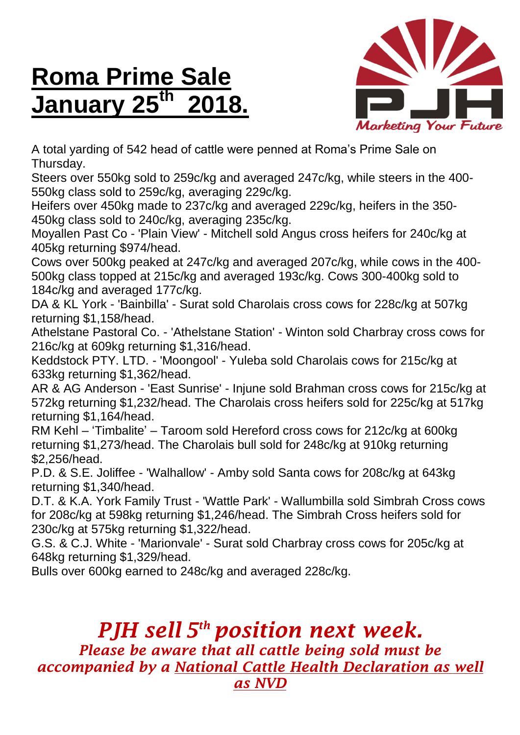# Roma Prime Sale January 25th 2018.

PJH

*Marketing Your Future*

A total yarding of 542 head of cattle were penned at Roma's Prime Sale on Thursday.

Steers over 550kg sold to 259c/kg and averaged 247c/kg, while steers in the 400-550kg class sold to 259c/kg, averaging 229c/kg.

Heifers over 450kg made to 237c/kg and averaged 229c/kg, heifers in the 350-450kg class sold to 240c/kg, averaging 235c/kg.

Moyallen Past Co - 'Plain View' - Mitchell sold Angus cross heifers for 240c/kg at 405kg returning $974/head.

Cows over 500kg peaked at 247c/kg and averaged 207c/kg, while cows in the 400-500kg class topped at 215c/kg and averaged 193c/kg. Cows 300-400kg sold to 184c/kg and averaged 177c/kg.

DA & KL York - 'Bainbilla' - Surat sold Charolais cross cows for 228c/kg at 507kg returning $1,158/head.

Athelstane Pastoral Co. - 'Athelstane Station' - Winton sold Charbray cross cows for 216c/kg at 609kg returning $1,316/head.

Keddstock PTY. LTD. - 'Moongool' - Yuleba sold Charolais cows for 215c/kg at 633kg returning $1,362/head.

AR & AG Anderson - 'East Sunrise' - Injune sold Brahman cross cows for 215c/kg at 572kg returning $1,232/head. The Charolais cross heifers sold for 225c/kg at 517kg returning $1,164/head.

RM Kehl – 'Timbalite' – Taroom sold Hereford cross cows for 212c/kg at 600kg returning $1,273/head. The Charolais bull sold for 248c/kg at 910kg returning $2,256/head.

P.D. & S.E. Joliffee - 'Walhallow' - Amby sold Santa cows for 208c/kg at 643kg returning $1,340/head.

D.T. & K.A. York Family Trust - 'Wattle Park' - Wallumbilla sold Simbrah Cross cows for 208c/kg at 598kg returning $1,246/head. The Simbrah Cross heifers sold for 230c/kg at 575kg returning $1,322/head.

G.S. & C.J. White - 'Marionvale' - Surat sold Charbray cross cows for 205c/kg at 648kg returning $1,329/head.

Bulls over 600kg earned to 248c/kg and averaged 228c/kg.

***PJH sell 5th position next week.***

***Please be aware that all cattle being sold must be accompanied by a National Cattle Health Declaration as well as NVD***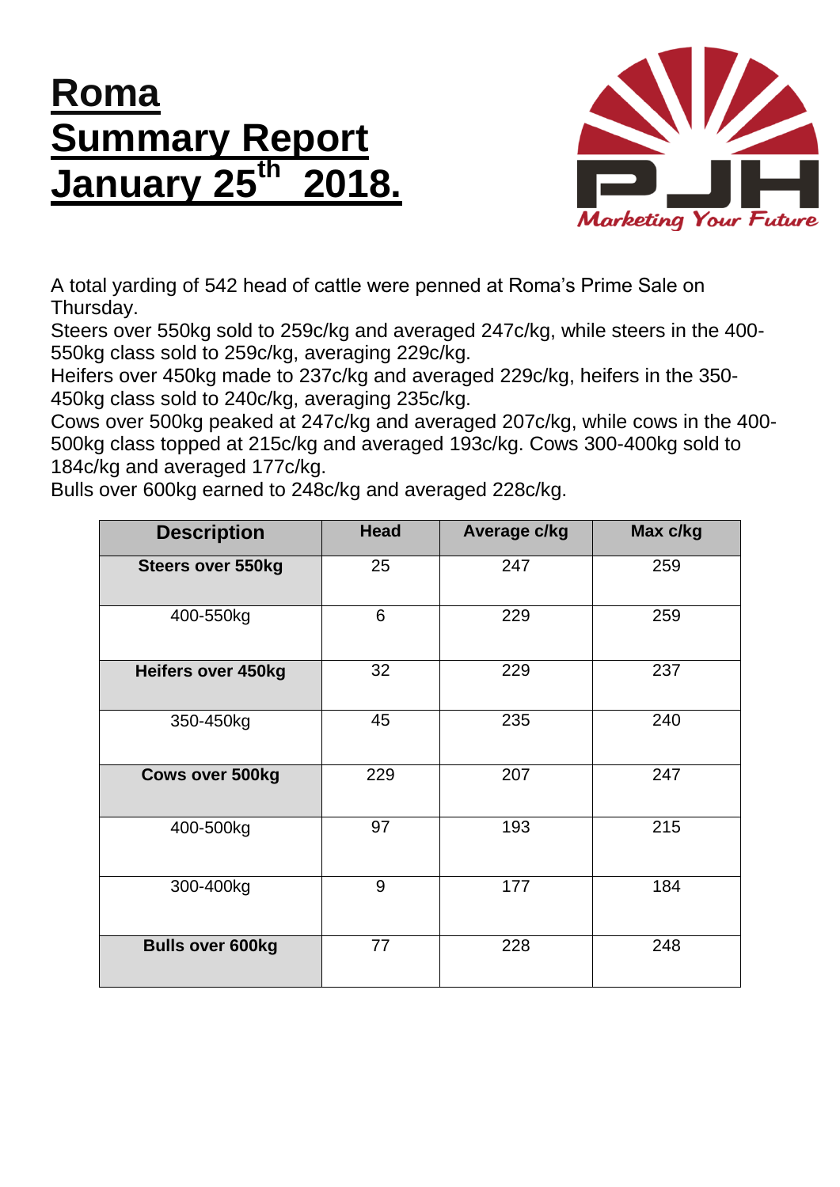# Roma Summary Report January 25th 2018.

PJH

*Marketing Your Future*

A total yarding of 542 head of cattle were penned at Roma's Prime Sale on Thursday.

Steers over 550kg sold to 259c/kg and averaged 247c/kg, while steers in the 400-550kg class sold to 259c/kg, averaging 229c/kg.

Heifers over 450kg made to 237c/kg and averaged 229c/kg, heifers in the 350-450kg class sold to 240c/kg, averaging 235c/kg.

Cows over 500kg peaked at 247c/kg and averaged 207c/kg, while cows in the 400-500kg class topped at 215c/kg and averaged 193c/kg. Cows 300-400kg sold to 184c/kg and averaged 177c/kg.

Bulls over 600kg earned to 248c/kg and averaged 228c/kg.

| Description | Head | Average c/kg | Max c/kg |
|---|---|---|---|
| **Steers over 550kg** | 25 | 247 | 259 |
| 400-550kg | 6 | 229 | 259 |
| **Heifers over 450kg** | 32 | 229 | 237 |
| 350-450kg | 45 | 235 | 240 |
| **Cows over 500kg** | 229 | 207 | 247 |
| 400-500kg | 97 | 193 | 215 |
| 300-400kg | 9 | 177 | 184 |
| **Bulls over 600kg** | 77 | 228 | 248 |